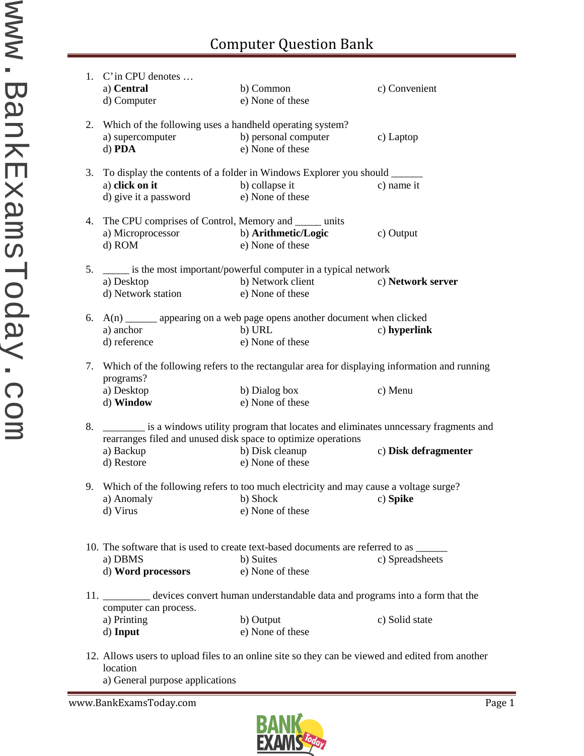# Computer Question Bank

1. C' in CPU denotes …
   a) **Central** b) Common c) Convenient
   d) Computer e) None of these

2. Which of the following uses a handheld operating system?
   a) supercomputer b) personal computer c) Laptop
   d) **PDA** e) None of these

3. To display the contents of a folder in Windows Explorer you should ______
   a) **click on it** b) collapse it c) name it
   d) give it a password e) None of these

4. The CPU comprises of Control, Memory and _____ units
   a) Microprocessor b) **Arithmetic/Logic** c) Output
   d) ROM e) None of these

5. _____ is the most important/powerful computer in a typical network
   a) Desktop b) Network client c) **Network server**
   d) Network station e) None of these

6. A(n) ______ appearing on a web page opens another document when clicked
   a) anchor b) URL c) **hyperlink**
   d) reference e) None of these

7. Which of the following refers to the rectangular area for displaying information and running programs?
   a) Desktop b) Dialog box c) Menu
   d) **Window** e) None of these

8. ________ is a windows utility program that locates and eliminates unncessary fragments and rearranges filed and unused disk space to optimize operations
   a) Backup b) Disk cleanup c) **Disk defragmenter**
   d) Restore e) None of these

9. Which of the following refers to too much electricity and may cause a voltage surge?
   a) Anomaly b) Shock c) **Spike**
   d) Virus e) None of these

10. The software that is used to create text-based documents are referred to as ______
    a) DBMS b) Suites c) Spreadsheets
    d) **Word processors** e) None of these

11. _________ devices convert human understandable data and programs into a form that the computer can process.
    a) Printing b) Output c) Solid state
    d) **Input** e) None of these

12. Allows users to upload files to an online site so they can be viewed and edited from another location
    a) General purpose applications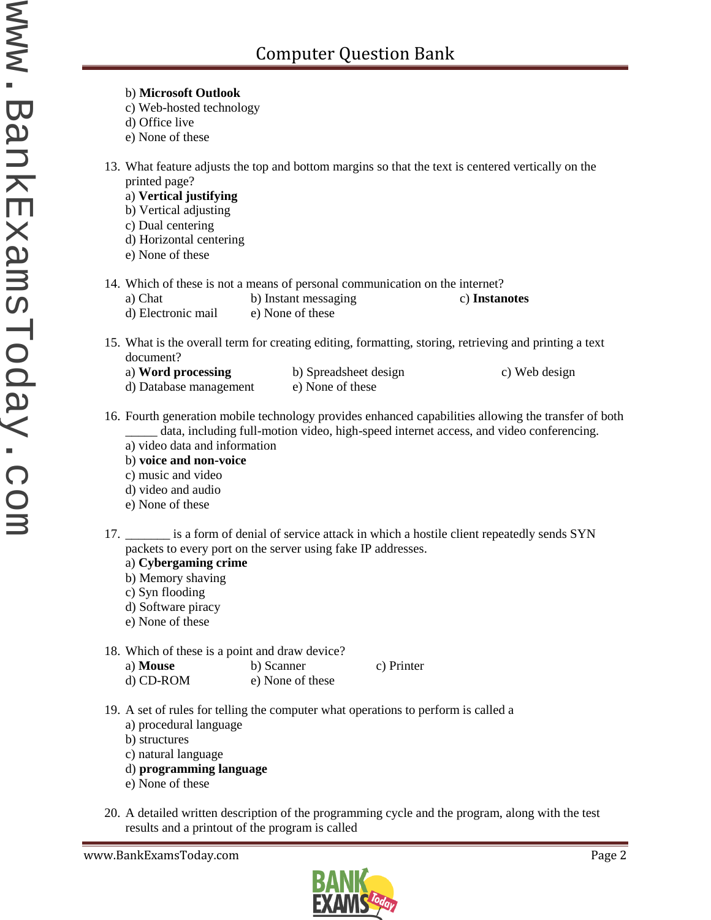b) **Microsoft Outlook**
c) Web-hosted technology
d) Office live
e) None of these

13. What feature adjusts the top and bottom margins so that the text is centered vertically on the printed page?
a) **Vertical justifying**
b) Vertical adjusting
c) Dual centering
d) Horizontal centering
e) None of these

14. Which of these is not a means of personal communication on the internet?
a) Chat b) Instant messaging c) **Instanotes**
d) Electronic mail e) None of these

15. What is the overall term for creating editing, formatting, storing, retrieving and printing a text document?
a) **Word processing** b) Spreadsheet design c) Web design
d) Database management e) None of these

16. Fourth generation mobile technology provides enhanced capabilities allowing the transfer of both _____ data, including full-motion video, high-speed internet access, and video conferencing.
a) video data and information
b) **voice and non-voice**
c) music and video
d) video and audio
e) None of these

17. _______ is a form of denial of service attack in which a hostile client repeatedly sends SYN packets to every port on the server using fake IP addresses.
a) **Cybergaming crime**
b) Memory shaving
c) Syn flooding
d) Software piracy
e) None of these

18. Which of these is a point and draw device?
a) **Mouse** b) Scanner c) Printer
d) CD-ROM e) None of these

19. A set of rules for telling the computer what operations to perform is called a
a) procedural language
b) structures
c) natural language
d) **programming language**
e) None of these

20. A detailed written description of the programming cycle and the program, along with the test results and a printout of the program is called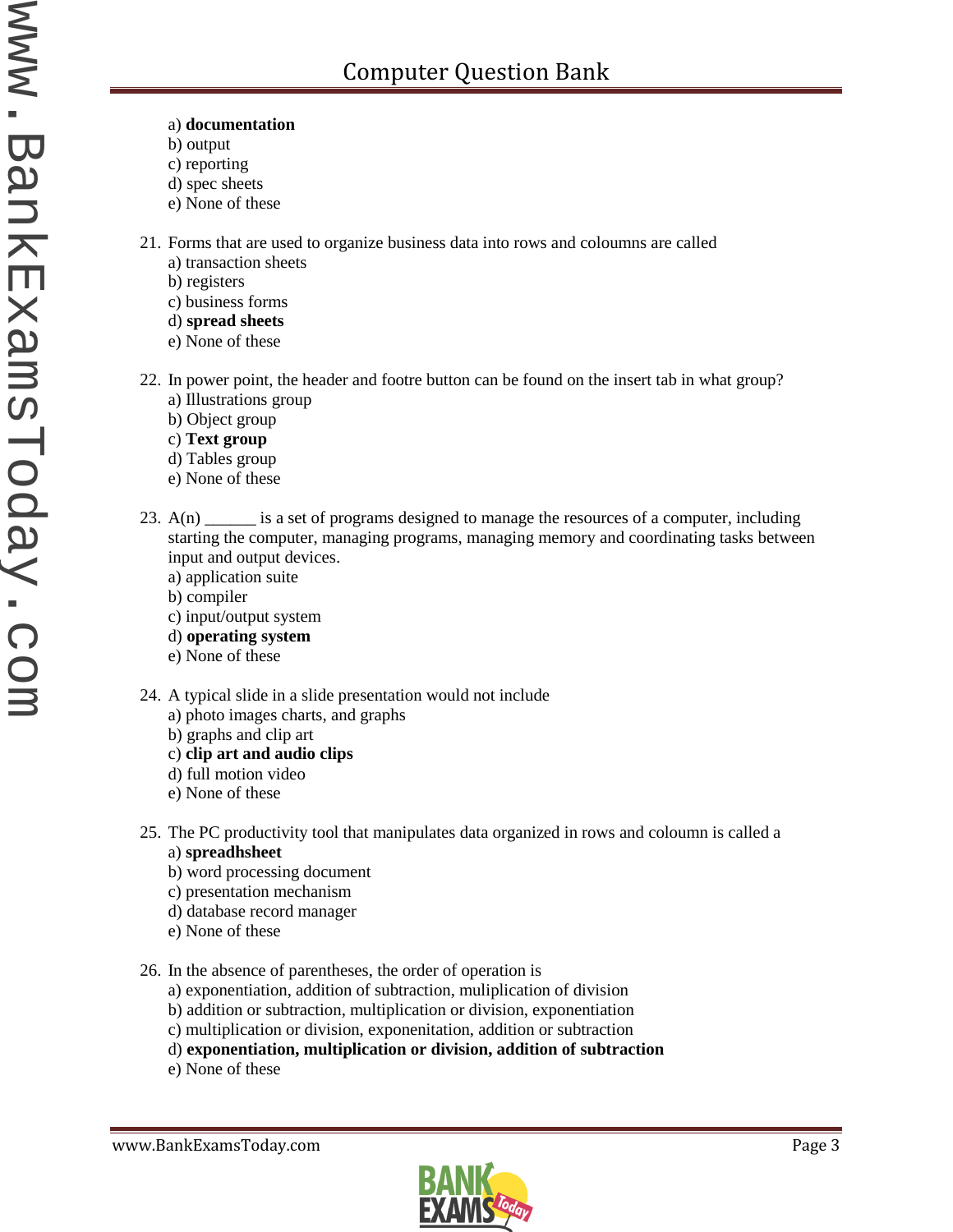a) **documentation**
b) output
c) reporting
d) spec sheets
e) None of these

21. Forms that are used to organize business data into rows and coloumns are called
    a) transaction sheets
    b) registers
    c) business forms
    d) **spread sheets**
    e) None of these

22. In power point, the header and footre button can be found on the insert tab in what group?
    a) Illustrations group
    b) Object group
    c) **Text group**
    d) Tables group
    e) None of these

23. A(n) ______ is a set of programs designed to manage the resources of a computer, including starting the computer, managing programs, managing memory and coordinating tasks between input and output devices.
    a) application suite
    b) compiler
    c) input/output system
    d) **operating system**
    e) None of these

24. A typical slide in a slide presentation would not include
    a) photo images charts, and graphs
    b) graphs and clip art
    c) **clip art and audio clips**
    d) full motion video
    e) None of these

25. The PC productivity tool that manipulates data organized in rows and coloumn is called a
    a) **spreadhsheet**
    b) word processing document
    c) presentation mechanism
    d) database record manager
    e) None of these

26. In the absence of parentheses, the order of operation is
    a) exponentiation, addition of subtraction, muliplication of division
    b) addition or subtraction, multiplication or division, exponentiation
    c) multiplication or division, exponenitation, addition or subtraction
    d) **exponentiation, multiplication or division, addition of subtraction**
    e) None of these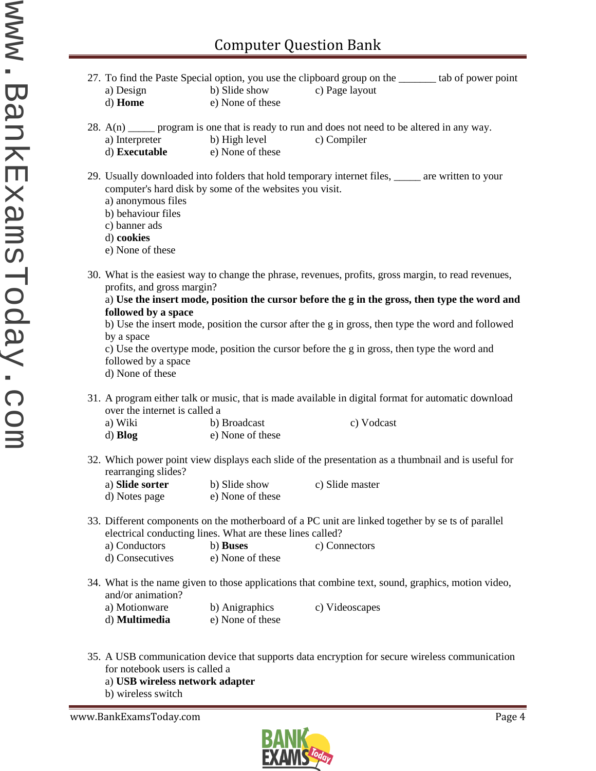27. To find the Paste Special option, you use the clipboard group on the _______ tab of power point
    a) Design  b) Slide show  c) Page layout
    d) **Home**  e) None of these

28. A(n) _____ program is one that is ready to run and does not need to be altered in any way.
    a) Interpreter  b) High level  c) Compiler
    d) **Executable**  e) None of these

29. Usually downloaded into folders that hold temporary internet files, _____ are written to your computer's hard disk by some of the websites you visit.
    a) anonymous files
    b) behaviour files
    c) banner ads
    d) **cookies**
    e) None of these

30. What is the easiest way to change the phrase, revenues, profits, gross margin, to read revenues, profits, and gross margin?
    a) **Use the insert mode, position the cursor before the g in the gross, then type the word and followed by a space**
    b) Use the insert mode, position the cursor after the g in gross, then type the word and followed by a space
    c) Use the overtype mode, position the cursor before the g in gross, then type the word and followed by a space
    d) None of these

31. A program either talk or music, that is made available in digital format for automatic download over the internet is called a
    a) Wiki  b) Broadcast  c) Vodcast
    d) **Blog**  e) None of these

32. Which power point view displays each slide of the presentation as a thumbnail and is useful for rearranging slides?
    a) **Slide sorter**  b) Slide show  c) Slide master
    d) Notes page  e) None of these

33. Different components on the motherboard of a PC unit are linked together by se ts of parallel electrical conducting lines. What are these lines called?
    a) Conductors  b) **Buses**  c) Connectors
    d) Consecutives  e) None of these

34. What is the name given to those applications that combine text, sound, graphics, motion video, and/or animation?
    a) Motionware  b) Anigraphics  c) Videoscapes
    d) **Multimedia**  e) None of these

35. A USB communication device that supports data encryption for secure wireless communication for notebook users is called a
    a) **USB wireless network adapter**
    b) wireless switch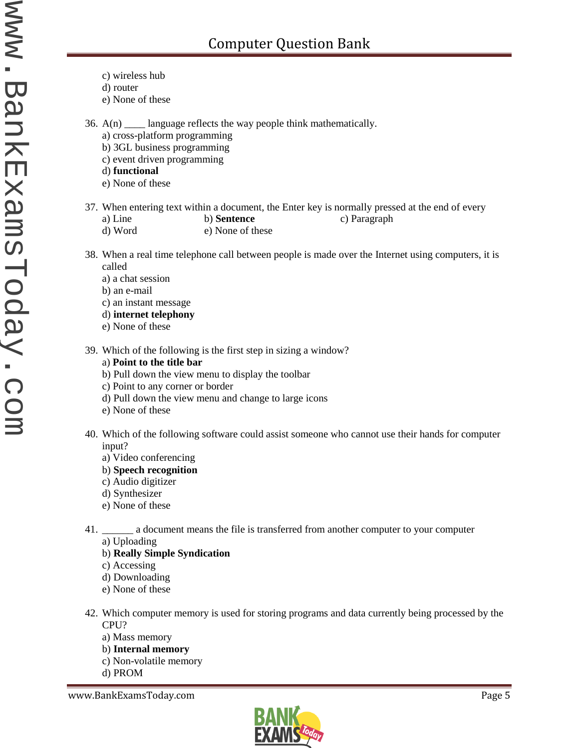c) wireless hub
d) router
e) None of these

36. A(n) ____ language reflects the way people think mathematically.
a) cross-platform programming
b) 3GL business programming
c) event driven programming
d) **functional**
e) None of these

37. When entering text within a document, the Enter key is normally pressed at the end of every
a) Line b) **Sentence** c) Paragraph
d) Word e) None of these

38. When a real time telephone call between people is made over the Internet using computers, it is called
a) a chat session
b) an e-mail
c) an instant message
d) **internet telephony**
e) None of these

39. Which of the following is the first step in sizing a window?
a) **Point to the title bar**
b) Pull down the view menu to display the toolbar
c) Point to any corner or border
d) Pull down the view menu and change to large icons
e) None of these

40. Which of the following software could assist someone who cannot use their hands for computer input?
a) Video conferencing
b) **Speech recognition**
c) Audio digitizer
d) Synthesizer
e) None of these

41. ______ a document means the file is transferred from another computer to your computer
a) Uploading
b) **Really Simple Syndication**
c) Accessing
d) Downloading
e) None of these

42. Which computer memory is used for storing programs and data currently being processed by the CPU?
a) Mass memory
b) **Internal memory**
c) Non-volatile memory
d) PROM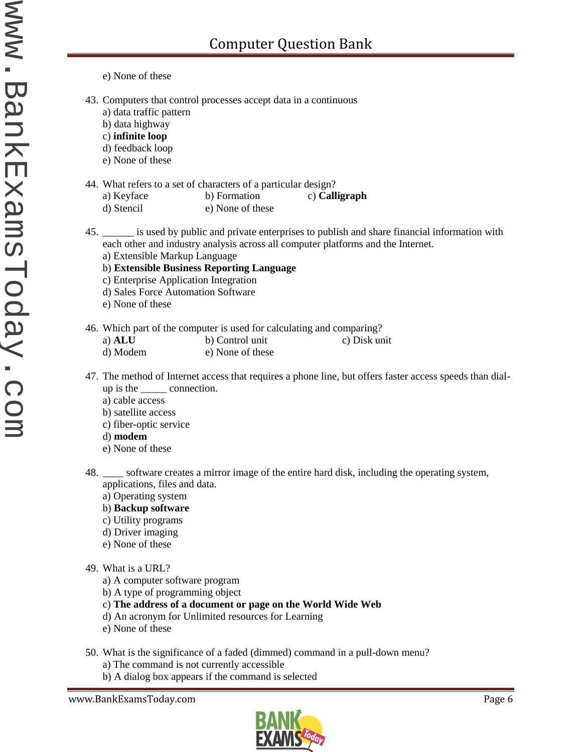e) None of these

43. Computers that control processes accept data in a continuous
    a) data traffic pattern
    b) data highway
    c) **infinite loop**
    d) feedback loop
    e) None of these

44. What refers to a set of characters of a particular design?
    a) Keyface b) Formation c) **Calligraph**
    d) Stencil e) None of these

45. ______ is used by public and private enterprises to publish and share financial information with each other and industry analysis across all computer platforms and the Internet.
    a) Extensible Markup Language
    b) **Extensible Business Reporting Language**
    c) Enterprise Application Integration
    d) Sales Force Automation Software
    e) None of these

46. Which part of the computer is used for calculating and comparing?
    a) **ALU** b) Control unit c) Disk unit
    d) Modem e) None of these

47. The method of Internet access that requires a phone line, but offers faster access speeds than dial-up is the _____ connection.
    a) cable access
    b) satellite access
    c) fiber-optic service
    d) **modem**
    e) None of these

48. ____ software creates a mirror image of the entire hard disk, including the operating system, applications, files and data.
    a) Operating system
    b) **Backup software**
    c) Utility programs
    d) Driver imaging
    e) None of these

49. What is a URL?
    a) A computer software program
    b) A type of programming object
    c) **The address of a document or page on the World Wide Web**
    d) An acronym for Unlimited resources for Learning
    e) None of these

50. What is the significance of a faded (dimmed) command in a pull-down menu?
    a) The command is not currently accessible
    b) A dialog box appears if the command is selected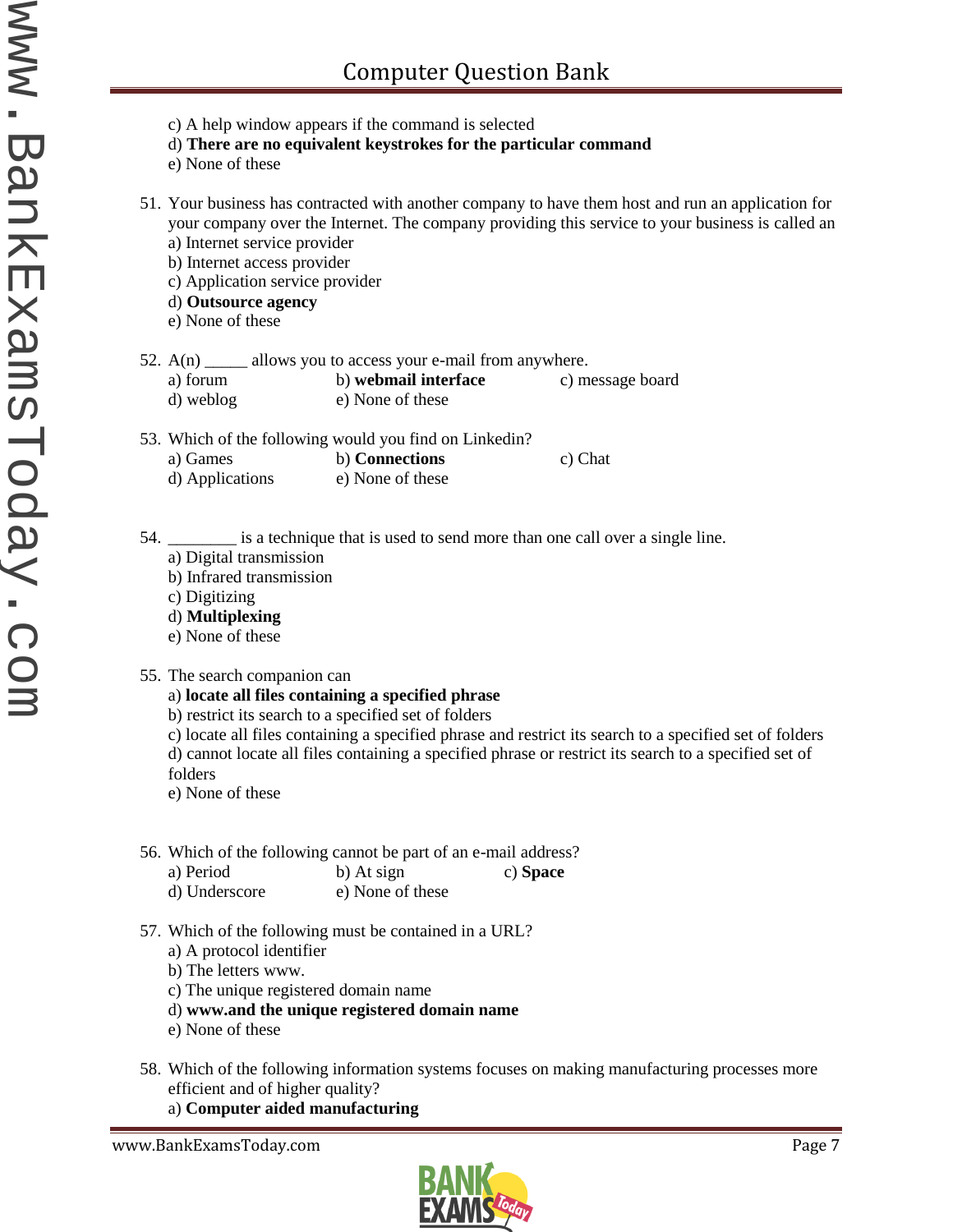c) A help window appears if the command is selected
d) **There are no equivalent keystrokes for the particular command**
e) None of these

51. Your business has contracted with another company to have them host and run an application for your company over the Internet. The company providing this service to your business is called an
    a) Internet service provider
    b) Internet access provider
    c) Application service provider
    d) **Outsource agency**
    e) None of these

52. A(n) _____ allows you to access your e-mail from anywhere.
    a) forum b) **webmail interface** c) message board
    d) weblog e) None of these

53. Which of the following would you find on Linkedin?
    a) Games b) **Connections** c) Chat
    d) Applications e) None of these

54. ________ is a technique that is used to send more than one call over a single line.
    a) Digital transmission
    b) Infrared transmission
    c) Digitizing
    d) **Multiplexing**
    e) None of these

55. The search companion can
    a) **locate all files containing a specified phrase**
    b) restrict its search to a specified set of folders
    c) locate all files containing a specified phrase and restrict its search to a specified set of folders
    d) cannot locate all files containing a specified phrase or restrict its search to a specified set of folders
    e) None of these

56. Which of the following cannot be part of an e-mail address?
    a) Period b) At sign c) **Space**
    d) Underscore e) None of these

57. Which of the following must be contained in a URL?
    a) A protocol identifier
    b) The letters www.
    c) The unique registered domain name
    d) **www.and the unique registered domain name**
    e) None of these

58. Which of the following information systems focuses on making manufacturing processes more efficient and of higher quality?
    a) **Computer aided manufacturing**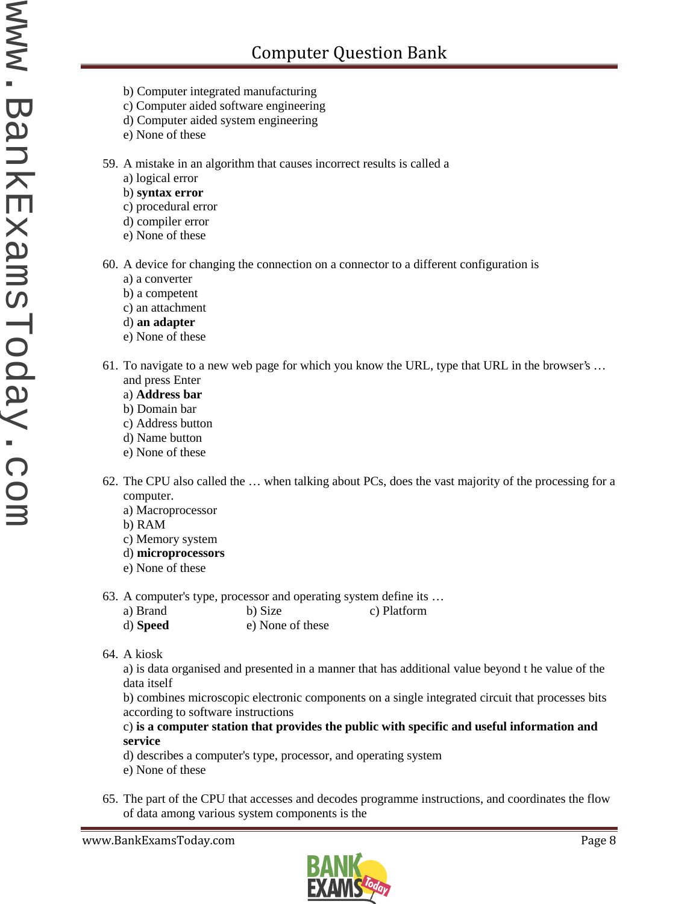b) Computer integrated manufacturing
c) Computer aided software engineering
d) Computer aided system engineering
e) None of these

59. A mistake in an algorithm that causes incorrect results is called a
    a) logical error
    b) **syntax error**
    c) procedural error
    d) compiler error
    e) None of these

60. A device for changing the connection on a connector to a different configuration is
    a) a converter
    b) a competent
    c) an attachment
    d) **an adapter**
    e) None of these

61. To navigate to a new web page for which you know the URL, type that URL in the browser's … and press Enter
    a) **Address bar**
    b) Domain bar
    c) Address button
    d) Name button
    e) None of these

62. The CPU also called the … when talking about PCs, does the vast majority of the processing for a computer.
    a) Macroprocessor
    b) RAM
    c) Memory system
    d) **microprocessors**
    e) None of these

63. A computer's type, processor and operating system define its …
    a) Brand b) Size c) Platform
    d) **Speed** e) None of these

64. A kiosk
    a) is data organised and presented in a manner that has additional value beyond t he value of the data itself
    b) combines microscopic electronic components on a single integrated circuit that processes bits according to software instructions
    c) **is a computer station that provides the public with specific and useful information and service**
    d) describes a computer's type, processor, and operating system
    e) None of these

65. The part of the CPU that accesses and decodes programme instructions, and coordinates the flow of data among various system components is the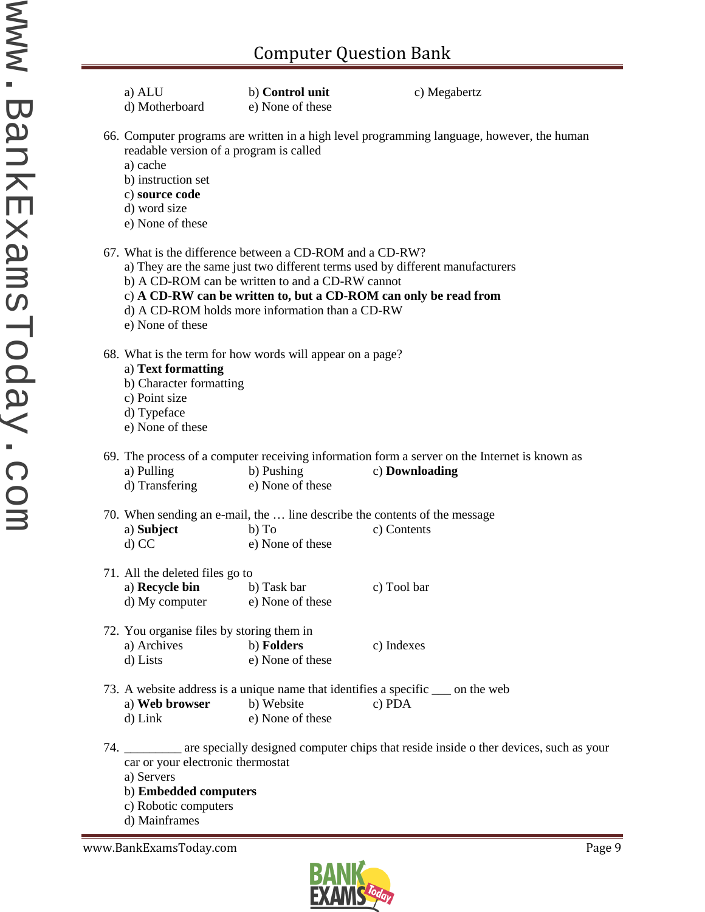a) ALU b) **Control unit** c) Megabertz
d) Motherboard e) None of these

66. Computer programs are written in a high level programming language, however, the human readable version of a program is called
a) cache
b) instruction set
c) **source code**
d) word size
e) None of these

67. What is the difference between a CD-ROM and a CD-RW?
a) They are the same just two different terms used by different manufacturers
b) A CD-ROM can be written to and a CD-RW cannot
c) **A CD-RW can be written to, but a CD-ROM can only be read from**
d) A CD-ROM holds more information than a CD-RW
e) None of these

68. What is the term for how words will appear on a page?
a) **Text formatting**
b) Character formatting
c) Point size
d) Typeface
e) None of these

69. The process of a computer receiving information form a server on the Internet is known as
a) Pulling b) Pushing c) **Downloading**
d) Transfering e) None of these

70. When sending an e-mail, the … line describe the contents of the message
a) **Subject** b) To c) Contents
d) CC e) None of these

71. All the deleted files go to
a) **Recycle bin** b) Task bar c) Tool bar
d) My computer e) None of these

72. You organise files by storing them in
a) Archives b) **Folders** c) Indexes
d) Lists e) None of these

73. A website address is a unique name that identifies a specific ___ on the web
a) **Web browser** b) Website c) PDA
d) Link e) None of these

74. _________ are specially designed computer chips that reside inside o ther devices, such as your car or your electronic thermostat
a) Servers
b) **Embedded computers**
c) Robotic computers
d) Mainframes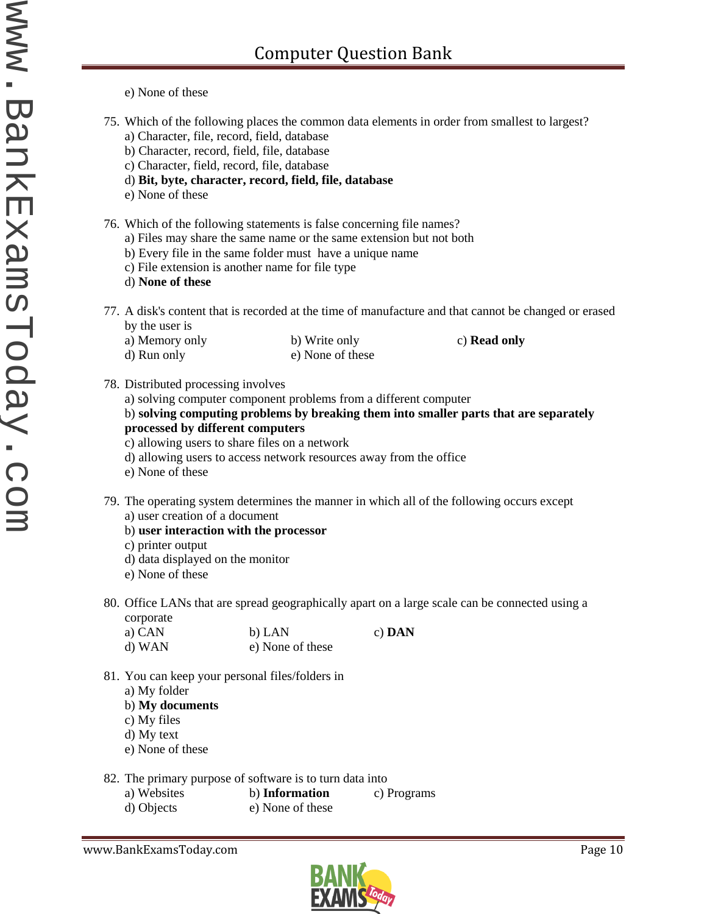e) None of these

75. Which of the following places the common data elements in order from smallest to largest?
    a) Character, file, record, field, database
    b) Character, record, field, file, database
    c) Character, field, record, file, database
    d) **Bit, byte, character, record, field, file, database**
    e) None of these

76. Which of the following statements is false concerning file names?
    a) Files may share the same name or the same extension but not both
    b) Every file in the same folder must have a unique name
    c) File extension is another name for file type
    d) **None of these**

77. A disk's content that is recorded at the time of manufacture and that cannot be changed or erased by the user is
    a) Memory only
    b) Write only
    c) **Read only**
    d) Run only
    e) None of these

78. Distributed processing involves
    a) solving computer component problems from a different computer
    b) **solving computing problems by breaking them into smaller parts that are separately processed by different computers**
    c) allowing users to share files on a network
    d) allowing users to access network resources away from the office
    e) None of these

79. The operating system determines the manner in which all of the following occurs except
    a) user creation of a document
    b) **user interaction with the processor**
    c) printer output
    d) data displayed on the monitor
    e) None of these

80. Office LANs that are spread geographically apart on a large scale can be connected using a corporate
    a) CAN
    b) LAN
    c) **DAN**
    d) WAN
    e) None of these

81. You can keep your personal files/folders in
    a) My folder
    b) **My documents**
    c) My files
    d) My text
    e) None of these

82. The primary purpose of software is to turn data into
    a) Websites
    b) **Information**
    c) Programs
    d) Objects
    e) None of these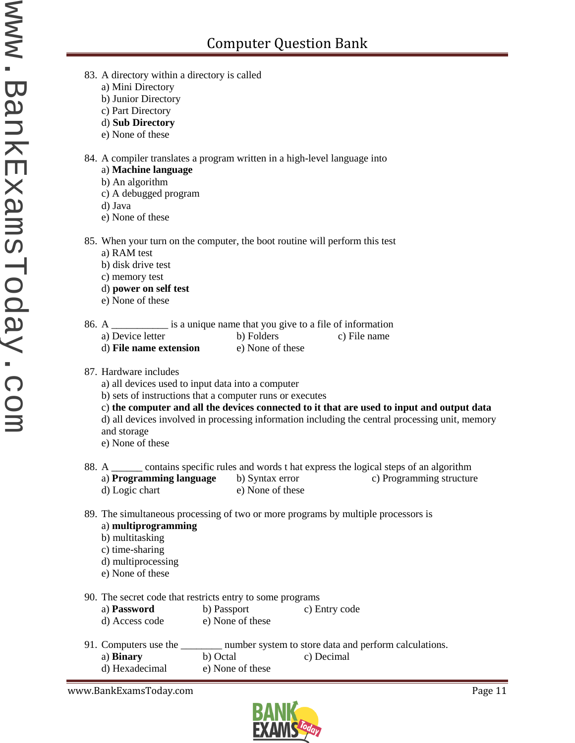83. A directory within a directory is called
   a) Mini Directory
   b) Junior Directory
   c) Part Directory
   d) **Sub Directory**
   e) None of these

84. A compiler translates a program written in a high-level language into
   a) **Machine language**
   b) An algorithm
   c) A debugged program
   d) Java
   e) None of these

85. When your turn on the computer, the boot routine will perform this test
   a) RAM test
   b) disk drive test
   c) memory test
   d) **power on self test**
   e) None of these

86. A ___________ is a unique name that you give to a file of information
   a) Device letter b) Folders c) File name
   d) **File name extension** e) None of these

87. Hardware includes
   a) all devices used to input data into a computer
   b) sets of instructions that a computer runs or executes
   c) **the computer and all the devices connected to it that are used to input and output data**
   d) all devices involved in processing information including the central processing unit, memory and storage
   e) None of these

88. A ______ contains specific rules and words t hat express the logical steps of an algorithm
   a) **Programming language** b) Syntax error c) Programming structure
   d) Logic chart e) None of these

89. The simultaneous processing of two or more programs by multiple processors is
   a) **multiprogramming**
   b) multitasking
   c) time-sharing
   d) multiprocessing
   e) None of these

90. The secret code that restricts entry to some programs
   a) **Password** b) Passport c) Entry code
   d) Access code e) None of these

91. Computers use the ________ number system to store data and perform calculations.
   a) **Binary** b) Octal c) Decimal
   d) Hexadecimal e) None of these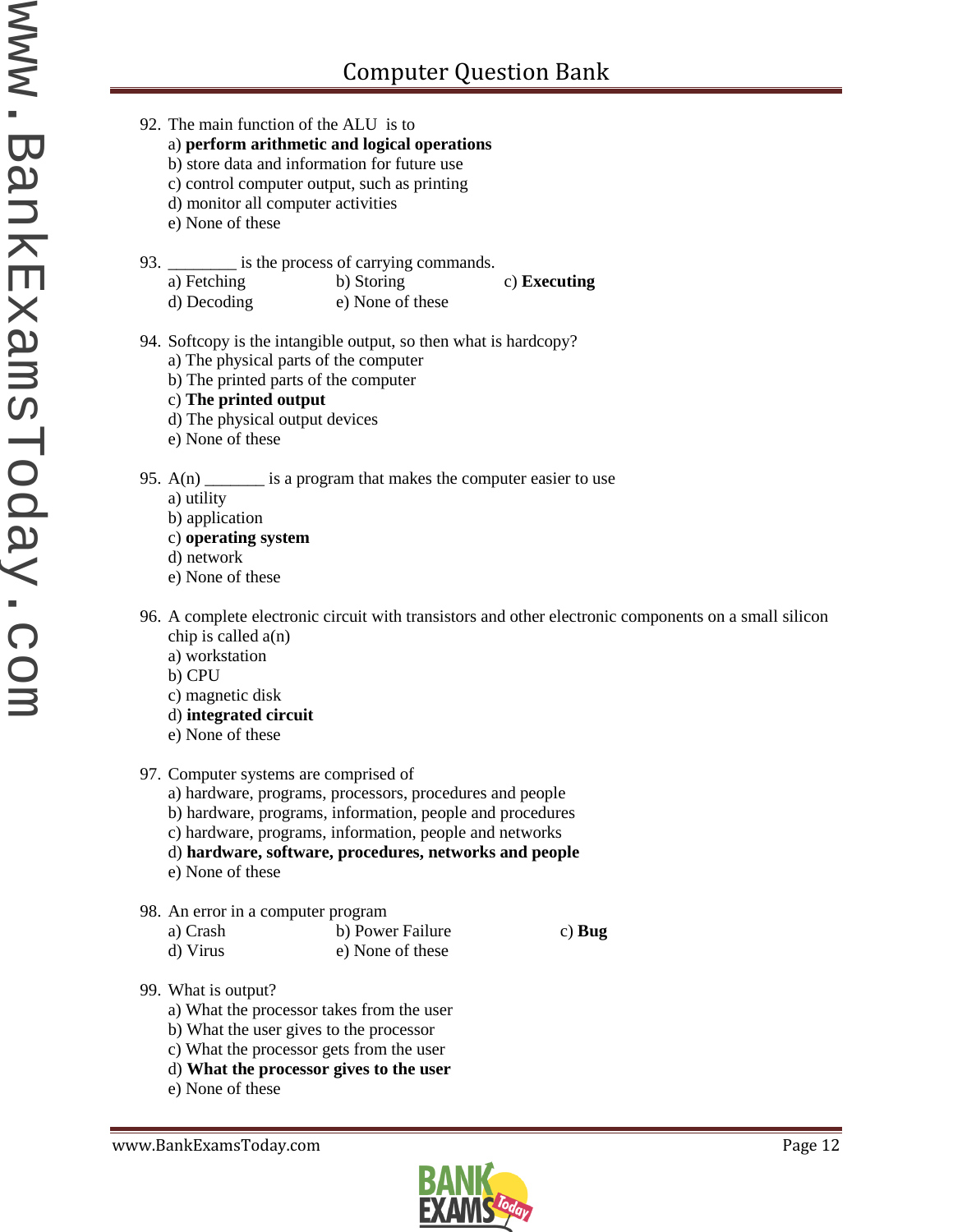92. The main function of the ALU is to
 a) **perform arithmetic and logical operations**
 b) store data and information for future use
 c) control computer output, such as printing
 d) monitor all computer activities
 e) None of these

93. ________ is the process of carrying commands.
 a) Fetching b) Storing c) **Executing**
 d) Decoding e) None of these

94. Softcopy is the intangible output, so then what is hardcopy?
 a) The physical parts of the computer
 b) The printed parts of the computer
 c) **The printed output**
 d) The physical output devices
 e) None of these

95. A(n) _______ is a program that makes the computer easier to use
 a) utility
 b) application
 c) **operating system**
 d) network
 e) None of these

96. A complete electronic circuit with transistors and other electronic components on a small silicon chip is called a(n)
 a) workstation
 b) CPU
 c) magnetic disk
 d) **integrated circuit**
 e) None of these

97. Computer systems are comprised of
 a) hardware, programs, processors, procedures and people
 b) hardware, programs, information, people and procedures
 c) hardware, programs, information, people and networks
 d) **hardware, software, procedures, networks and people**
 e) None of these

98. An error in a computer program
 a) Crash b) Power Failure c) **Bug**
 d) Virus e) None of these

99. What is output?
 a) What the processor takes from the user
 b) What the user gives to the processor
 c) What the processor gets from the user
 d) **What the processor gives to the user**
 e) None of these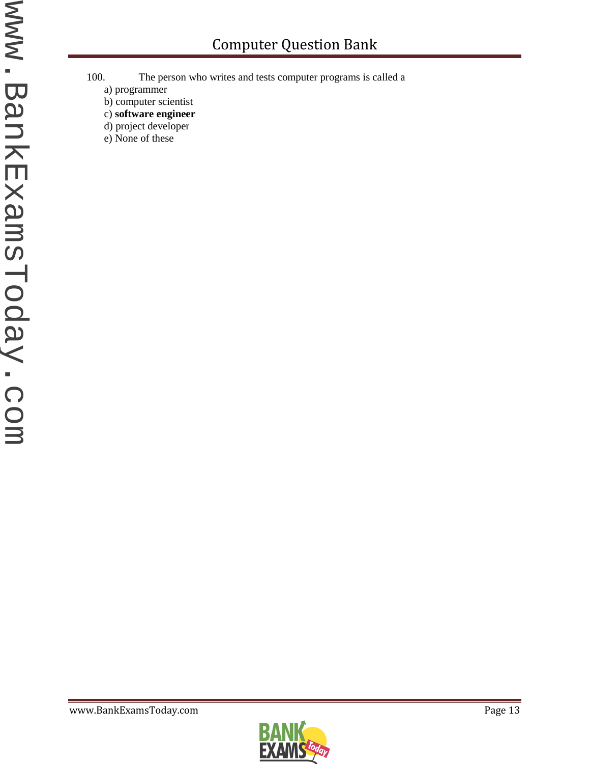100. The person who writes and tests computer programs is called a

a) programmer
b) computer scientist
c) **software engineer**
d) project developer
e) None of these